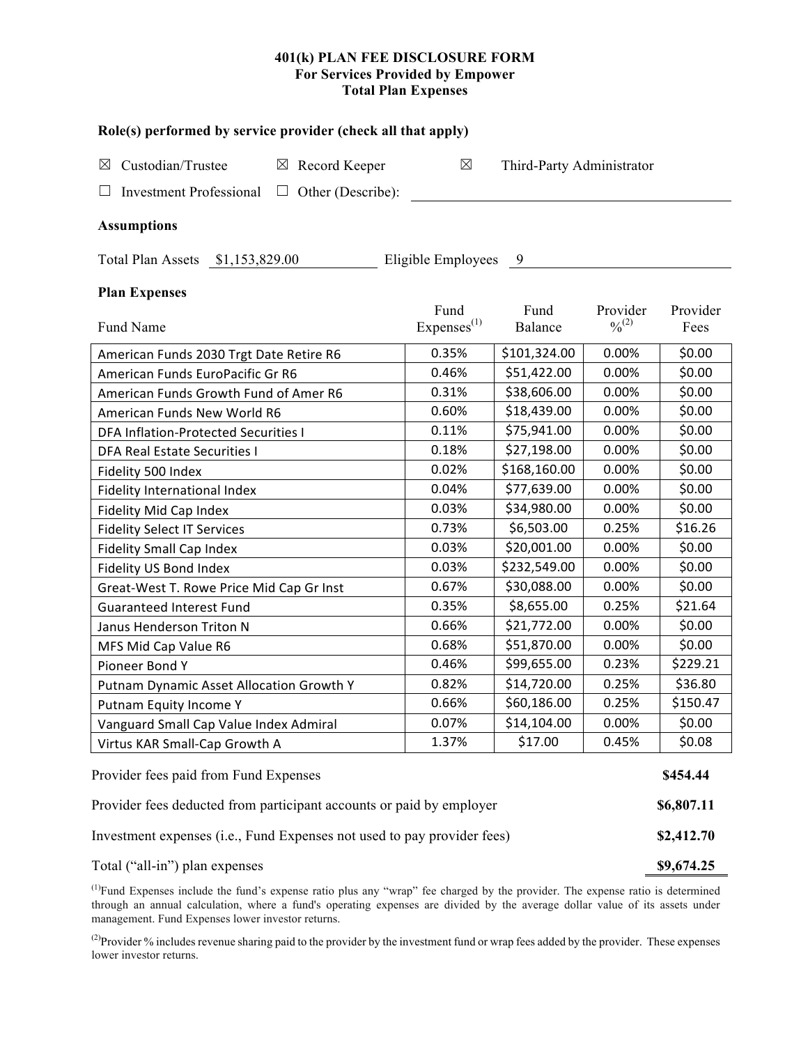# 401(k) PLAN FEE DISCLOSURE FORM
## For Services Provided by Empower
## Total Plan Expenses

### Role(s) performed by service provider (check all that apply)

☒ Custodian/Trustee ☒ Record Keeper ☒ Third-Party Administrator

☐ Investment Professional ☐ Other (Describe):

### Assumptions

Total Plan Assets $1,153,829.00 Eligible Employees 9

### Plan Expenses

| Fund Name | Fund Expenses[(1)] | Fund Balance | Provider %[(2)] | Provider Fees |
|---|---|---|---|---|
| American Funds 2030 Trgt Date Retire R6 | 0.35% | $101,324.00 | 0.00% | $0.00 |
| American Funds EuroPacific Gr R6 | 0.46% | $51,422.00 | 0.00% | $0.00 |
| American Funds Growth Fund of Amer R6 | 0.31% | $38,606.00 | 0.00% | $0.00 |
| American Funds New World R6 | 0.60% | $18,439.00 | 0.00% | $0.00 |
| DFA Inflation-Protected Securities I | 0.11% | $75,941.00 | 0.00% | $0.00 |
| DFA Real Estate Securities I | 0.18% | $27,198.00 | 0.00% | $0.00 |
| Fidelity 500 Index | 0.02% | $168,160.00 | 0.00% | $0.00 |
| Fidelity International Index | 0.04% | $77,639.00 | 0.00% | $0.00 |
| Fidelity Mid Cap Index | 0.03% | $34,980.00 | 0.00% | $0.00 |
| Fidelity Select IT Services | 0.73% | $6,503.00 | 0.25% | $16.26 |
| Fidelity Small Cap Index | 0.03% | $20,001.00 | 0.00% | $0.00 |
| Fidelity US Bond Index | 0.03% | $232,549.00 | 0.00% | $0.00 |
| Great-West T. Rowe Price Mid Cap Gr Inst | 0.67% | $30,088.00 | 0.00% | $0.00 |
| Guaranteed Interest Fund | 0.35% | $8,655.00 | 0.25% | $21.64 |
| Janus Henderson Triton N | 0.66% | $21,772.00 | 0.00% | $0.00 |
| MFS Mid Cap Value R6 | 0.68% | $51,870.00 | 0.00% | $0.00 |
| Pioneer Bond Y | 0.46% | $99,655.00 | 0.23% | $229.21 |
| Putnam Dynamic Asset Allocation Growth Y | 0.82% | $14,720.00 | 0.25% | $36.80 |
| Putnam Equity Income Y | 0.66% | $60,186.00 | 0.25% | $150.47 |
| Vanguard Small Cap Value Index Admiral | 0.07% | $14,104.00 | 0.00% | $0.00 |
| Virtus KAR Small-Cap Growth A | 1.37% | $17.00 | 0.45% | $0.08 |

| | |
|---|---|
| Provider fees paid from Fund Expenses | **$454.44** |
| Provider fees deducted from participant accounts or paid by employer | **$6,807.11** |
| Investment expenses (i.e., Fund Expenses not used to pay provider fees) | **$2,412.70** |
| Total ("all-in") plan expenses | **$9,674.25** |

[(1)]Fund Expenses include the fund's expense ratio plus any "wrap" fee charged by the provider. The expense ratio is determined through an annual calculation, where a fund's operating expenses are divided by the average dollar value of its assets under management. Fund Expenses lower investor returns.

[(2)]Provider % includes revenue sharing paid to the provider by the investment fund or wrap fees added by the provider. These expenses lower investor returns.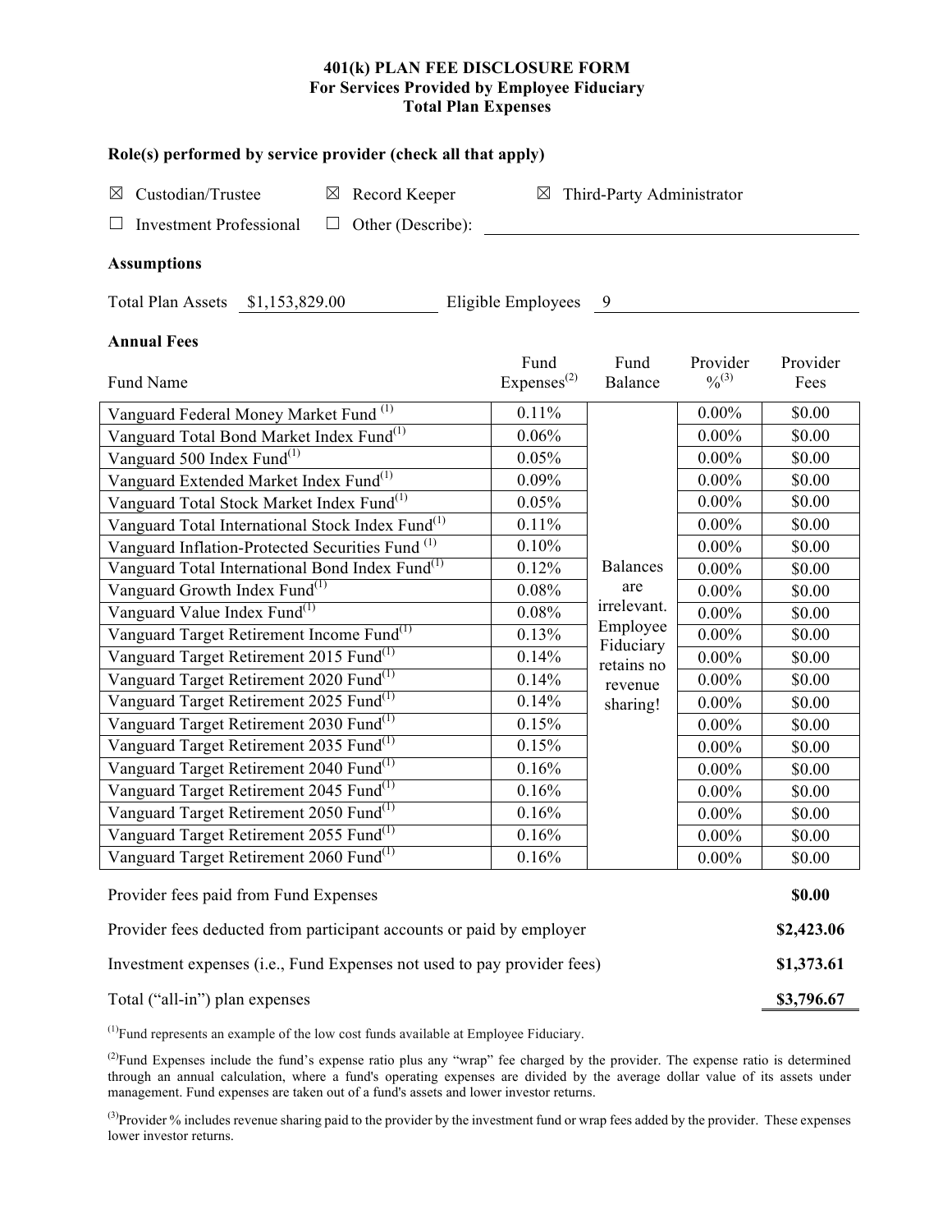**401(k) PLAN FEE DISCLOSURE FORM**
**For Services Provided by Employee Fiduciary**
**Total Plan Expenses**

**Role(s) performed by service provider (check all that apply)**

☒ Custodian/Trustee ☒ Record Keeper ☒ Third-Party Administrator

☐ Investment Professional ☐ Other (Describe):

**Assumptions**

Total Plan Assets $1,153,829.00 Eligible Employees 9

**Annual Fees**

| Fund Name | Fund Expenses[2] | Fund Balance | Provider %[3] | Provider Fees |
|---|---|---|---|---|
| Vanguard Federal Money Market Fund [1] | 0.11% | Balances are irrelevant. Employee Fiduciary retains no revenue sharing! | 0.00% | $0.00 |
| Vanguard Total Bond Market Index Fund[1] | 0.06% | | 0.00% | $0.00 |
| Vanguard 500 Index Fund[1] | 0.05% | | 0.00% | $0.00 |
| Vanguard Extended Market Index Fund[1] | 0.09% | | 0.00% | $0.00 |
| Vanguard Total Stock Market Index Fund[1] | 0.05% | | 0.00% | $0.00 |
| Vanguard Total International Stock Index Fund[1] | 0.11% | | 0.00% | $0.00 |
| Vanguard Inflation-Protected Securities Fund [1] | 0.10% | | 0.00% | $0.00 |
| Vanguard Total International Bond Index Fund[1] | 0.12% | | 0.00% | $0.00 |
| Vanguard Growth Index Fund[1] | 0.08% | | 0.00% | $0.00 |
| Vanguard Value Index Fund[1] | 0.08% | | 0.00% | $0.00 |
| Vanguard Target Retirement Income Fund[1] | 0.13% | | 0.00% | $0.00 |
| Vanguard Target Retirement 2015 Fund[1] | 0.14% | | 0.00% | $0.00 |
| Vanguard Target Retirement 2020 Fund[1] | 0.14% | | 0.00% | $0.00 |
| Vanguard Target Retirement 2025 Fund[1] | 0.14% | | 0.00% | $0.00 |
| Vanguard Target Retirement 2030 Fund[1] | 0.15% | | 0.00% | $0.00 |
| Vanguard Target Retirement 2035 Fund[1] | 0.15% | | 0.00% | $0.00 |
| Vanguard Target Retirement 2040 Fund[1] | 0.16% | | 0.00% | $0.00 |
| Vanguard Target Retirement 2045 Fund[1] | 0.16% | | 0.00% | $0.00 |
| Vanguard Target Retirement 2050 Fund[1] | 0.16% | | 0.00% | $0.00 |
| Vanguard Target Retirement 2055 Fund[1] | 0.16% | | 0.00% | $0.00 |
| Vanguard Target Retirement 2060 Fund[1] | 0.16% | | 0.00% | $0.00 |

| | |
|---|---|
| Provider fees paid from Fund Expenses | **$0.00** |
| Provider fees deducted from participant accounts or paid by employer | **$2,423.06** |
| Investment expenses (i.e., Fund Expenses not used to pay provider fees) | **$1,373.61** |
| Total ("all-in") plan expenses | **$3,796.67** |

[1]Fund represents an example of the low cost funds available at Employee Fiduciary.

[2]Fund Expenses include the fund's expense ratio plus any "wrap" fee charged by the provider. The expense ratio is determined through an annual calculation, where a fund's operating expenses are divided by the average dollar value of its assets under management. Fund expenses are taken out of a fund's assets and lower investor returns.

[3]Provider % includes revenue sharing paid to the provider by the investment fund or wrap fees added by the provider. These expenses lower investor returns.